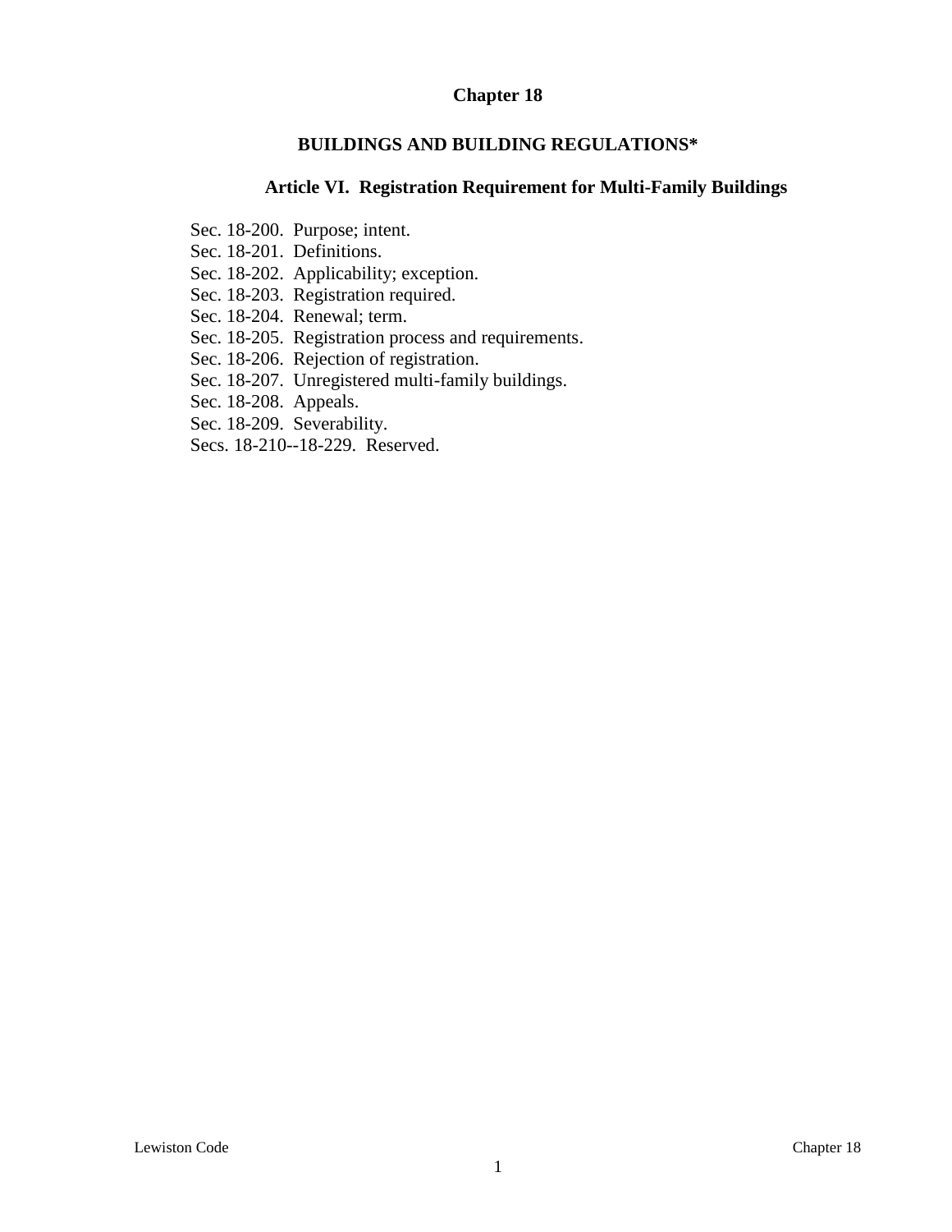# Chapter 18

## BUILDINGS AND BUILDING REGULATIONS*

### Article VI. Registration Requirement for Multi-Family Buildings

Sec. 18-200. Purpose; intent.
Sec. 18-201. Definitions.
Sec. 18-202. Applicability; exception.
Sec. 18-203. Registration required.
Sec. 18-204. Renewal; term.
Sec. 18-205. Registration process and requirements.
Sec. 18-206. Rejection of registration.
Sec. 18-207. Unregistered multi-family buildings.
Sec. 18-208. Appeals.
Sec. 18-209. Severability.
Secs. 18-210--18-229. Reserved.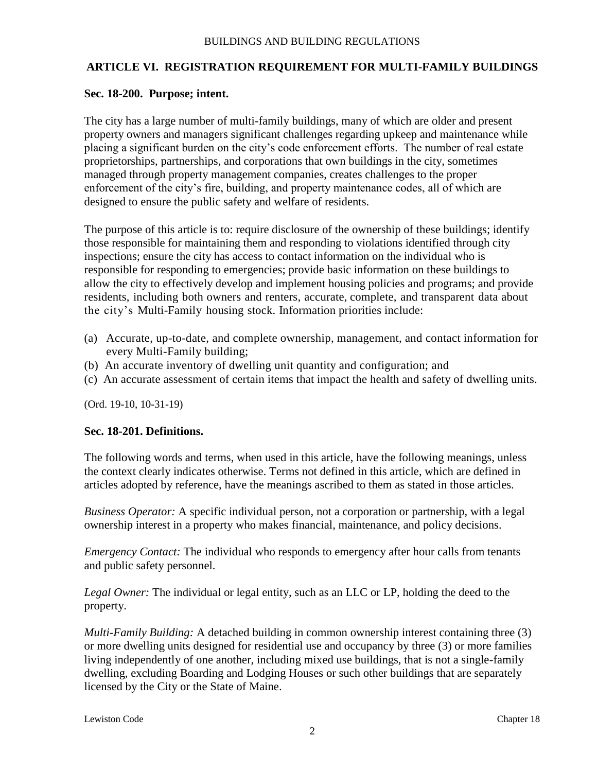## ARTICLE VI. REGISTRATION REQUIREMENT FOR MULTI-FAMILY BUILDINGS

### Sec. 18-200. Purpose; intent.

The city has a large number of multi-family buildings, many of which are older and present property owners and managers significant challenges regarding upkeep and maintenance while placing a significant burden on the city's code enforcement efforts. The number of real estate proprietorships, partnerships, and corporations that own buildings in the city, sometimes managed through property management companies, creates challenges to the proper enforcement of the city's fire, building, and property maintenance codes, all of which are designed to ensure the public safety and welfare of residents.

The purpose of this article is to: require disclosure of the ownership of these buildings; identify those responsible for maintaining them and responding to violations identified through city inspections; ensure the city has access to contact information on the individual who is responsible for responding to emergencies; provide basic information on these buildings to allow the city to effectively develop and implement housing policies and programs; and provide residents, including both owners and renters, accurate, complete, and transparent data about the city's Multi-Family housing stock. Information priorities include:

(a) Accurate, up-to-date, and complete ownership, management, and contact information for every Multi-Family building;
(b) An accurate inventory of dwelling unit quantity and configuration; and
(c) An accurate assessment of certain items that impact the health and safety of dwelling units.

(Ord. 19-10, 10-31-19)

### Sec. 18-201. Definitions.

The following words and terms, when used in this article, have the following meanings, unless the context clearly indicates otherwise. Terms not defined in this article, which are defined in articles adopted by reference, have the meanings ascribed to them as stated in those articles.

*Business Operator:* A specific individual person, not a corporation or partnership, with a legal ownership interest in a property who makes financial, maintenance, and policy decisions.

*Emergency Contact:* The individual who responds to emergency after hour calls from tenants and public safety personnel.

*Legal Owner:* The individual or legal entity, such as an LLC or LP, holding the deed to the property.

*Multi-Family Building:* A detached building in common ownership interest containing three (3) or more dwelling units designed for residential use and occupancy by three (3) or more families living independently of one another, including mixed use buildings, that is not a single-family dwelling, excluding Boarding and Lodging Houses or such other buildings that are separately licensed by the City or the State of Maine.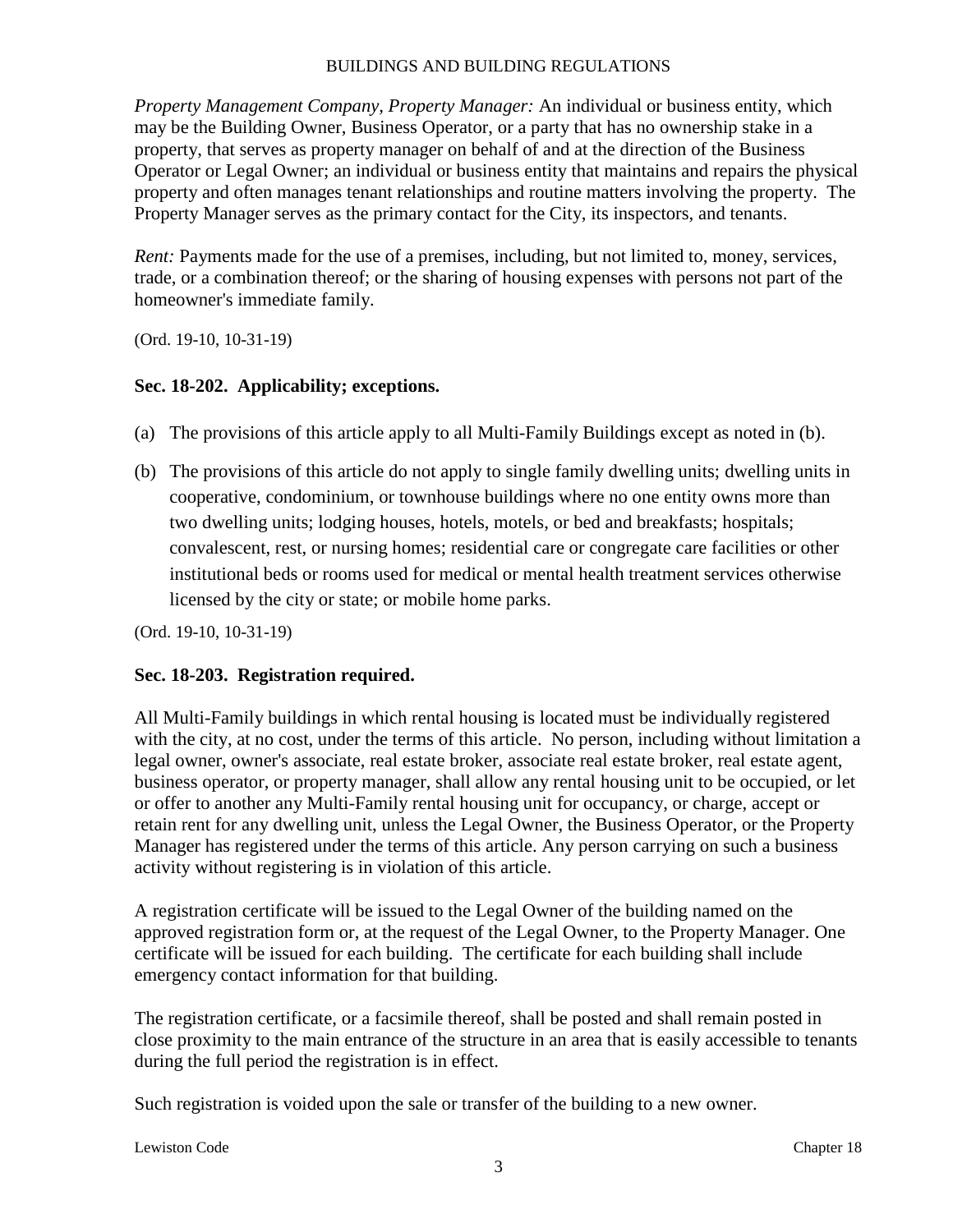*Property Management Company, Property Manager:* An individual or business entity, which may be the Building Owner, Business Operator, or a party that has no ownership stake in a property, that serves as property manager on behalf of and at the direction of the Business Operator or Legal Owner; an individual or business entity that maintains and repairs the physical property and often manages tenant relationships and routine matters involving the property. The Property Manager serves as the primary contact for the City, its inspectors, and tenants.

*Rent:* Payments made for the use of a premises, including, but not limited to, money, services, trade, or a combination thereof; or the sharing of housing expenses with persons not part of the homeowner's immediate family.

(Ord. 19-10, 10-31-19)

### Sec. 18-202. Applicability; exceptions.

(a) The provisions of this article apply to all Multi-Family Buildings except as noted in (b).

(b) The provisions of this article do not apply to single family dwelling units; dwelling units in cooperative, condominium, or townhouse buildings where no one entity owns more than two dwelling units; lodging houses, hotels, motels, or bed and breakfasts; hospitals; convalescent, rest, or nursing homes; residential care or congregate care facilities or other institutional beds or rooms used for medical or mental health treatment services otherwise licensed by the city or state; or mobile home parks.

(Ord. 19-10, 10-31-19)

### Sec. 18-203. Registration required.

All Multi-Family buildings in which rental housing is located must be individually registered with the city, at no cost, under the terms of this article. No person, including without limitation a legal owner, owner's associate, real estate broker, associate real estate broker, real estate agent, business operator, or property manager, shall allow any rental housing unit to be occupied, or let or offer to another any Multi-Family rental housing unit for occupancy, or charge, accept or retain rent for any dwelling unit, unless the Legal Owner, the Business Operator, or the Property Manager has registered under the terms of this article. Any person carrying on such a business activity without registering is in violation of this article.

A registration certificate will be issued to the Legal Owner of the building named on the approved registration form or, at the request of the Legal Owner, to the Property Manager. One certificate will be issued for each building. The certificate for each building shall include emergency contact information for that building.

The registration certificate, or a facsimile thereof, shall be posted and shall remain posted in close proximity to the main entrance of the structure in an area that is easily accessible to tenants during the full period the registration is in effect.

Such registration is voided upon the sale or transfer of the building to a new owner.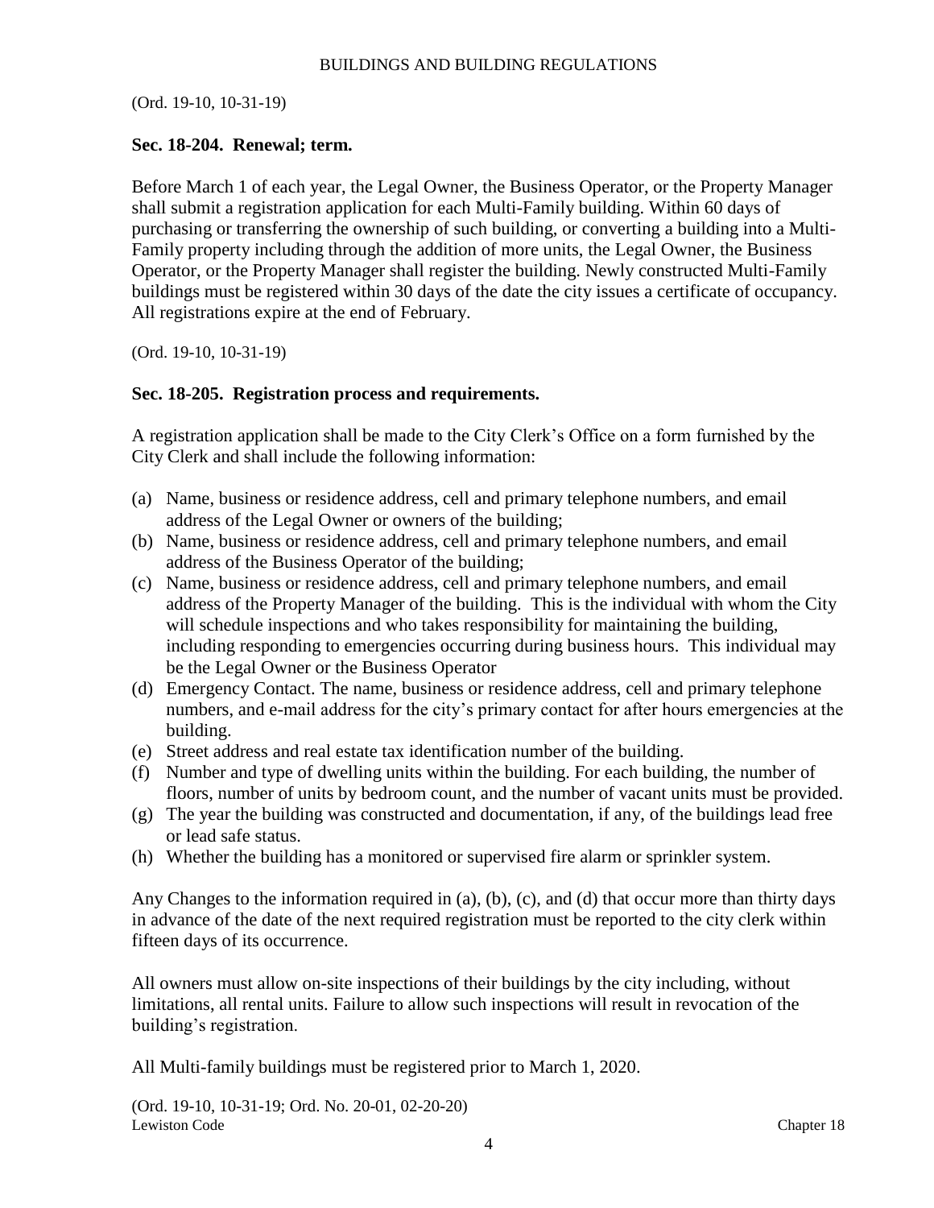(Ord. 19-10, 10-31-19)

### Sec. 18-204. Renewal; term.

Before March 1 of each year, the Legal Owner, the Business Operator, or the Property Manager shall submit a registration application for each Multi-Family building. Within 60 days of purchasing or transferring the ownership of such building, or converting a building into a Multi-Family property including through the addition of more units, the Legal Owner, the Business Operator, or the Property Manager shall register the building. Newly constructed Multi-Family buildings must be registered within 30 days of the date the city issues a certificate of occupancy. All registrations expire at the end of February.

(Ord. 19-10, 10-31-19)

### Sec. 18-205. Registration process and requirements.

A registration application shall be made to the City Clerk's Office on a form furnished by the City Clerk and shall include the following information:

(a) Name, business or residence address, cell and primary telephone numbers, and email address of the Legal Owner or owners of the building;
(b) Name, business or residence address, cell and primary telephone numbers, and email address of the Business Operator of the building;
(c) Name, business or residence address, cell and primary telephone numbers, and email address of the Property Manager of the building. This is the individual with whom the City will schedule inspections and who takes responsibility for maintaining the building, including responding to emergencies occurring during business hours. This individual may be the Legal Owner or the Business Operator
(d) Emergency Contact. The name, business or residence address, cell and primary telephone numbers, and e-mail address for the city's primary contact for after hours emergencies at the building.
(e) Street address and real estate tax identification number of the building.
(f) Number and type of dwelling units within the building. For each building, the number of floors, number of units by bedroom count, and the number of vacant units must be provided.
(g) The year the building was constructed and documentation, if any, of the buildings lead free or lead safe status.
(h) Whether the building has a monitored or supervised fire alarm or sprinkler system.

Any Changes to the information required in (a), (b), (c), and (d) that occur more than thirty days in advance of the date of the next required registration must be reported to the city clerk within fifteen days of its occurrence.

All owners must allow on-site inspections of their buildings by the city including, without limitations, all rental units. Failure to allow such inspections will result in revocation of the building's registration.

All Multi-family buildings must be registered prior to March 1, 2020.

(Ord. 19-10, 10-31-19; Ord. No. 20-01, 02-20-20)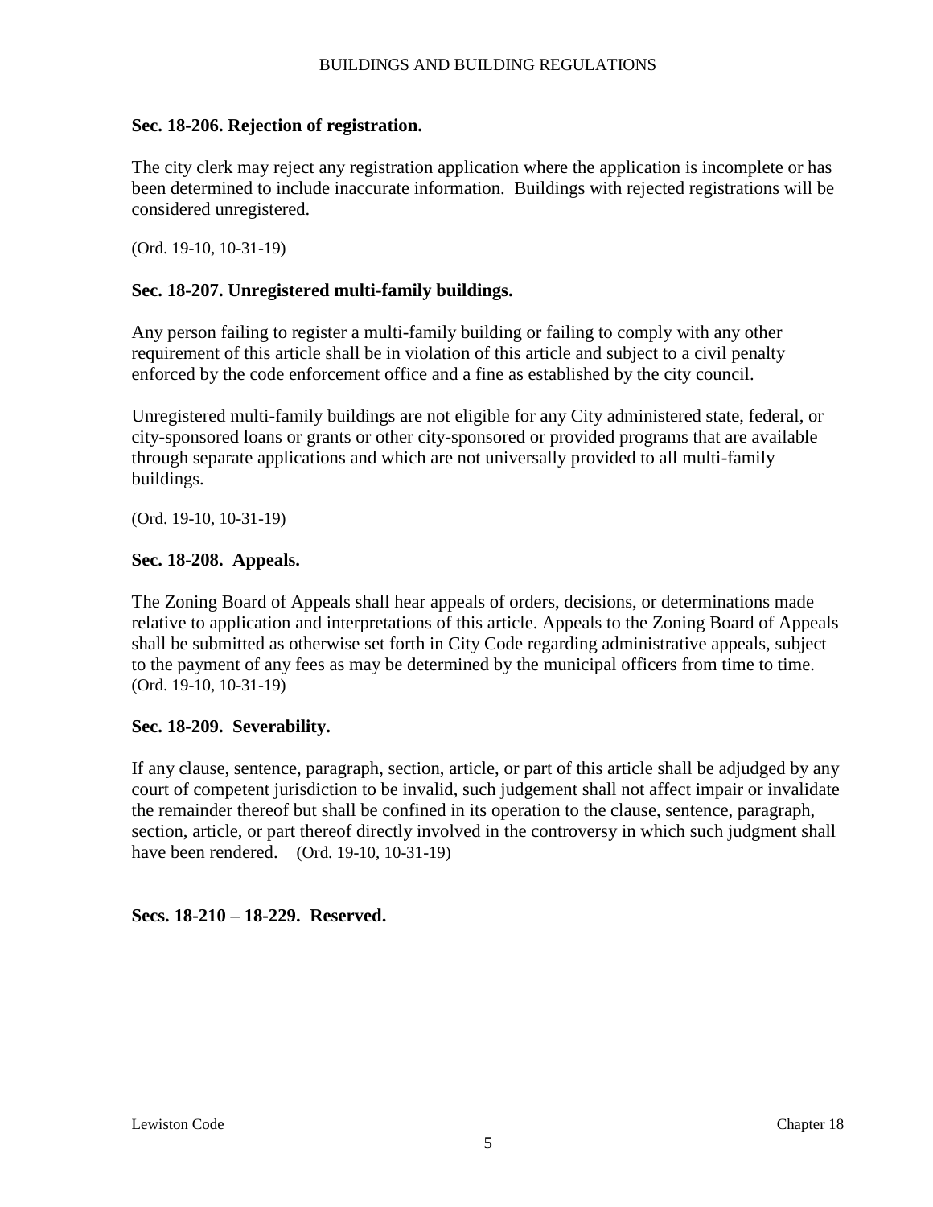### Sec. 18-206. Rejection of registration.

The city clerk may reject any registration application where the application is incomplete or has been determined to include inaccurate information. Buildings with rejected registrations will be considered unregistered.

(Ord. 19-10, 10-31-19)

### Sec. 18-207. Unregistered multi-family buildings.

Any person failing to register a multi-family building or failing to comply with any other requirement of this article shall be in violation of this article and subject to a civil penalty enforced by the code enforcement office and a fine as established by the city council.

Unregistered multi-family buildings are not eligible for any City administered state, federal, or city-sponsored loans or grants or other city-sponsored or provided programs that are available through separate applications and which are not universally provided to all multi-family buildings.

(Ord. 19-10, 10-31-19)

### Sec. 18-208. Appeals.

The Zoning Board of Appeals shall hear appeals of orders, decisions, or determinations made relative to application and interpretations of this article. Appeals to the Zoning Board of Appeals shall be submitted as otherwise set forth in City Code regarding administrative appeals, subject to the payment of any fees as may be determined by the municipal officers from time to time. (Ord. 19-10, 10-31-19)

### Sec. 18-209. Severability.

If any clause, sentence, paragraph, section, article, or part of this article shall be adjudged by any court of competent jurisdiction to be invalid, such judgement shall not affect impair or invalidate the remainder thereof but shall be confined in its operation to the clause, sentence, paragraph, section, article, or part thereof directly involved in the controversy in which such judgment shall have been rendered. (Ord. 19-10, 10-31-19)

### Secs. 18-210 – 18-229. Reserved.